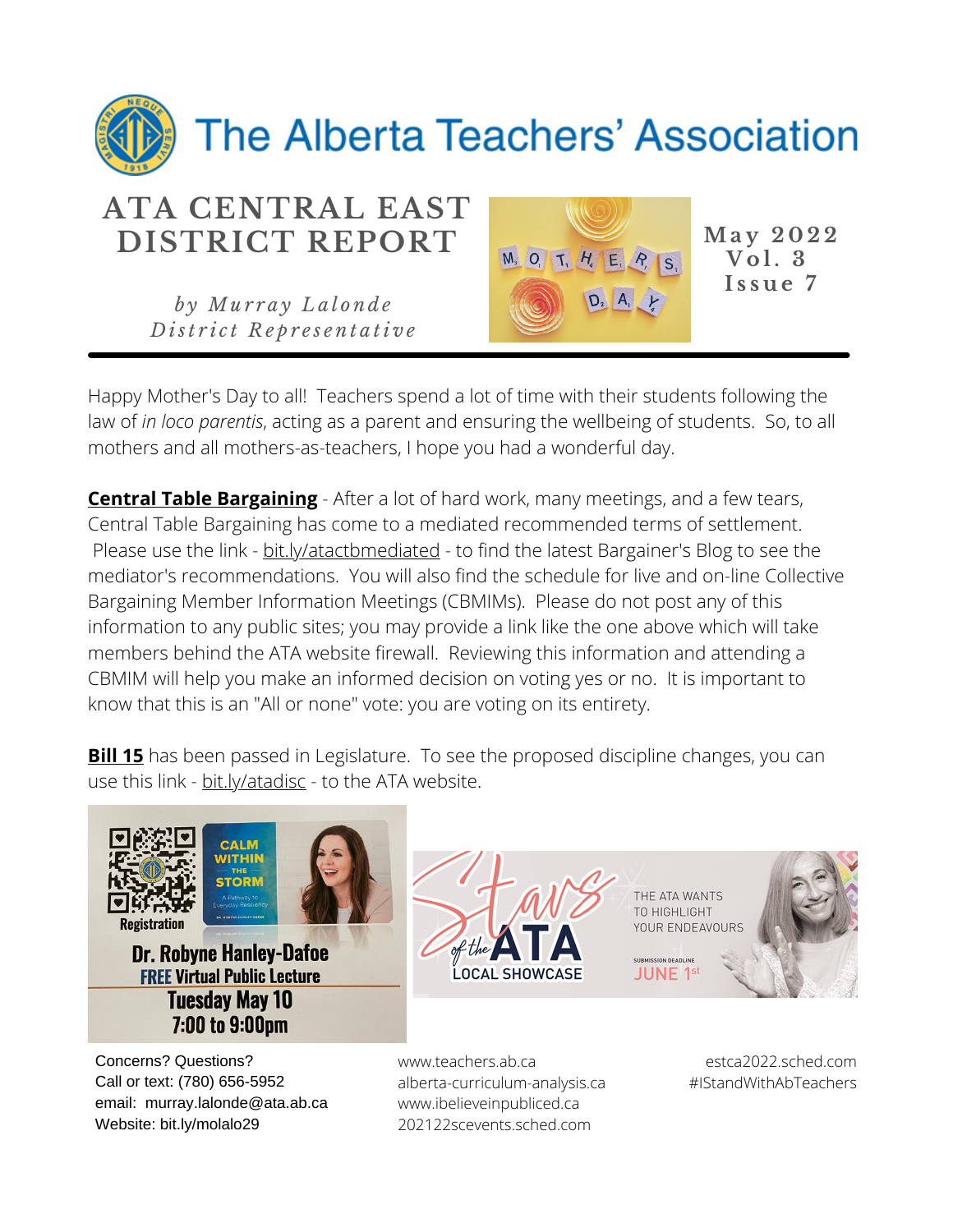# The Alberta Teachers' Association

## ATA CENTRAL EAST DISTRICT REPORT

*by Murray Lalonde*
*District Representative*

May 2022
Vol. 3
Issue 7

Happy Mother's Day to all! Teachers spend a lot of time with their students following the law of *in loco parentis*, acting as a parent and ensuring the wellbeing of students. So, to all mothers and all mothers-as-teachers, I hope you had a wonderful day.

**Central Table Bargaining** - After a lot of hard work, many meetings, and a few tears, Central Table Bargaining has come to a mediated recommended terms of settlement. Please use the link - bit.ly/atactbmediated - to find the latest Bargainer's Blog to see the mediator's recommendations. You will also find the schedule for live and on-line Collective Bargaining Member Information Meetings (CBMIMs). Please do not post any of this information to any public sites; you may provide a link like the one above which will take members behind the ATA website firewall. Reviewing this information and attending a CBMIM will help you make an informed decision on voting yes or no. It is important to know that this is an "All or none" vote: you are voting on its entirety.

**Bill 15** has been passed in Legislature. To see the proposed discipline changes, you can use this link - bit.ly/atadisc - to the ATA website.

Registration

Dr. Robyne Hanley-Dafoe
FREE Virtual Public Lecture
Tuesday May 10
7:00 to 9:00pm

Stars of the ATA
LOCAL SHOWCASE
THE ATA WANTS TO HIGHLIGHT YOUR ENDEAVOURS
SUBMISSION DEADLINE JUNE 1st

Concerns? Questions?
Call or text: (780) 656-5952
email: murray.lalonde@ata.ab.ca
Website: bit.ly/molalo29

www.teachers.ab.ca
alberta-curriculum-analysis.ca
www.ibelieveinpubliced.ca
202122scevents.sched.com

estca2022.sched.com
#IStandWithAbTeachers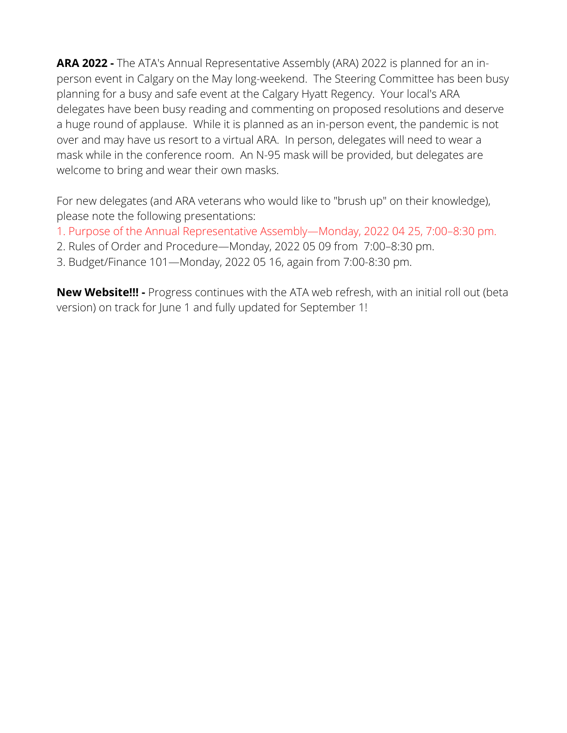**ARA 2022 -** The ATA's Annual Representative Assembly (ARA) 2022 is planned for an in-person event in Calgary on the May long-weekend.  The Steering Committee has been busy planning for a busy and safe event at the Calgary Hyatt Regency.  Your local's ARA delegates have been busy reading and commenting on proposed resolutions and deserve a huge round of applause.  While it is planned as an in-person event, the pandemic is not over and may have us resort to a virtual ARA.  In person, delegates will need to wear a mask while in the conference room.  An N-95 mask will be provided, but delegates are welcome to bring and wear their own masks.

For new delegates (and ARA veterans who would like to "brush up" on their knowledge), please note the following presentations:

1. Purpose of the Annual Representative Assembly—Monday, 2022 04 25, 7:00–8:30 pm.
2. Rules of Order and Procedure—Monday, 2022 05 09 from  7:00–8:30 pm.
3. Budget/Finance 101—Monday, 2022 05 16, again from 7:00-8:30 pm.

**New Website!!! -** Progress continues with the ATA web refresh, with an initial roll out (beta version) on track for June 1 and fully updated for September 1!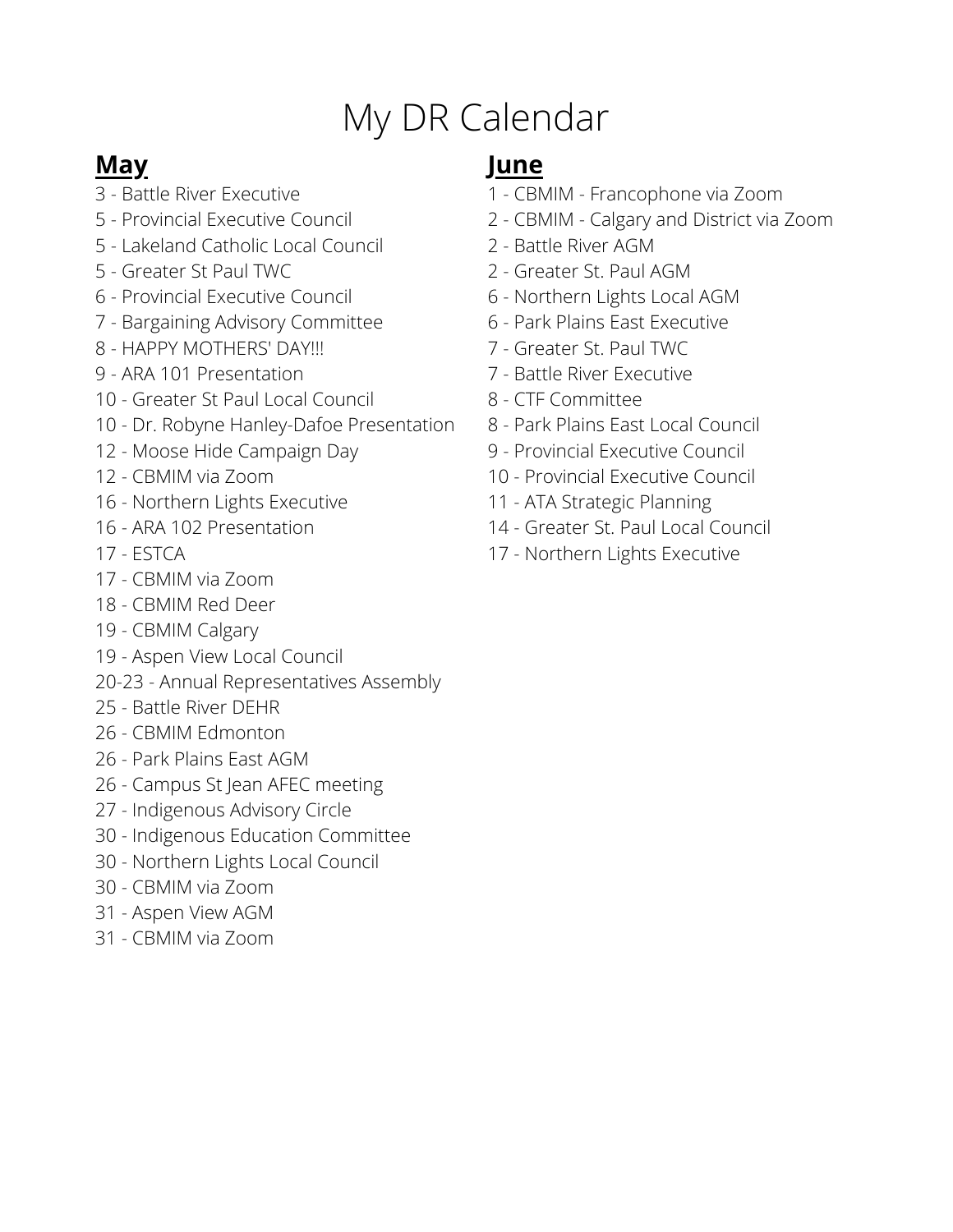# My DR Calendar

**May**

3 - Battle River Executive
5 - Provincial Executive Council
5 - Lakeland Catholic Local Council
5 - Greater St Paul TWC
6 - Provincial Executive Council
7 - Bargaining Advisory Committee
8 - HAPPY MOTHERS' DAY!!!
9 - ARA 101 Presentation
10 - Greater St Paul Local Council
10 - Dr. Robyne Hanley-Dafoe Presentation
12 - Moose Hide Campaign Day
12 - CBMIM via Zoom
16 - Northern Lights Executive
16 - ARA 102 Presentation
17 - ESTCA
17 - CBMIM via Zoom
18 - CBMIM Red Deer
19 - CBMIM Calgary
19 - Aspen View Local Council
20-23 - Annual Representatives Assembly
25 - Battle River DEHR
26 - CBMIM Edmonton
26 - Park Plains East AGM
26 - Campus St Jean AFEC meeting
27 - Indigenous Advisory Circle
30 - Indigenous Education Committee
30 - Northern Lights Local Council
30 - CBMIM via Zoom
31 - Aspen View AGM
31 - CBMIM via Zoom

**June**

1 - CBMIM - Francophone via Zoom
2 - CBMIM - Calgary and District via Zoom
2 - Battle River AGM
2 - Greater St. Paul AGM
6 - Northern Lights Local AGM
6 - Park Plains East Executive
7 - Greater St. Paul TWC
7 - Battle River Executive
8 - CTF Committee
8 - Park Plains East Local Council
9 - Provincial Executive Council
10 - Provincial Executive Council
11 - ATA Strategic Planning
14 - Greater St. Paul Local Council
17 - Northern Lights Executive